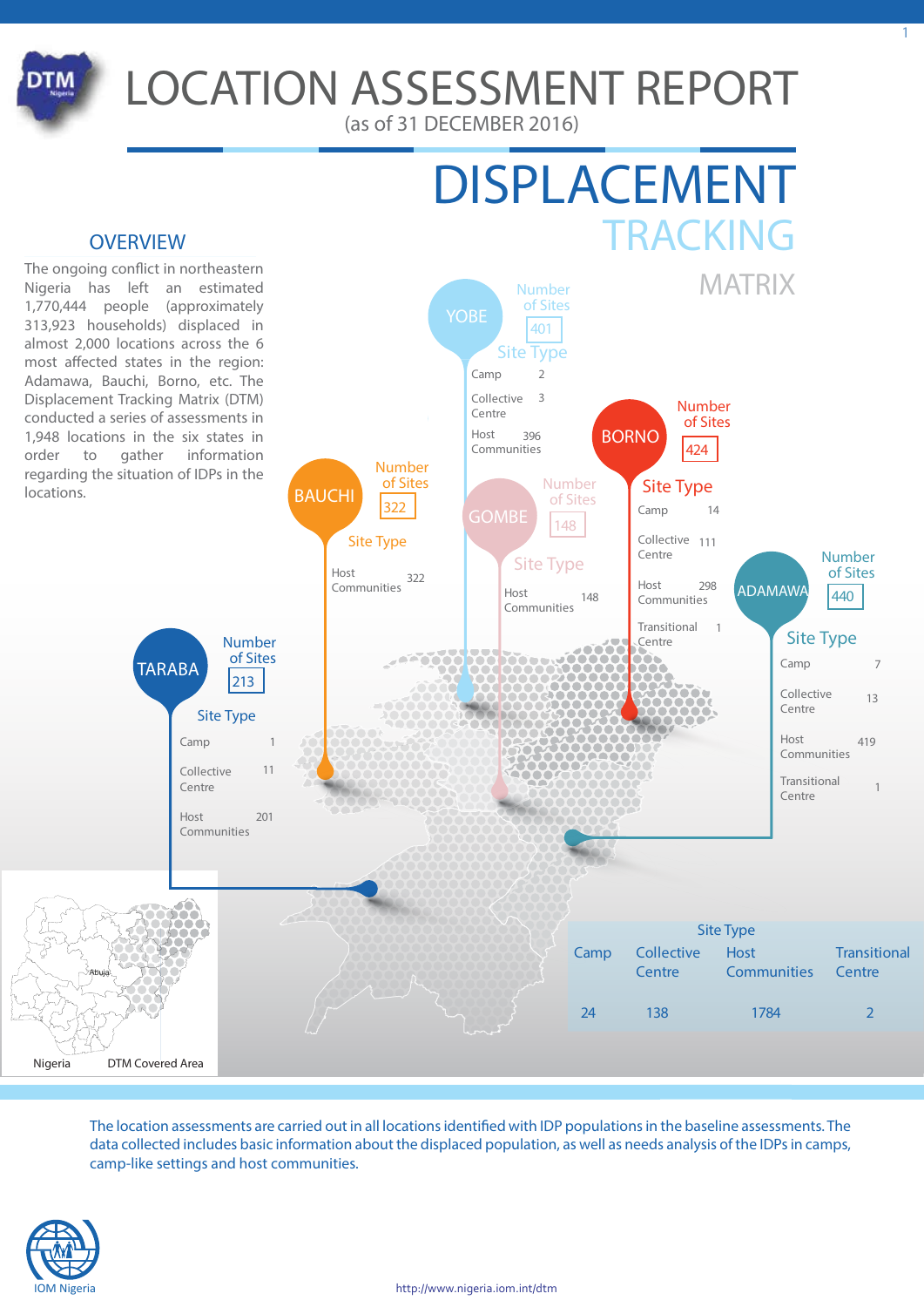# LOCATION ASSESSMENT REPORT

(as of 31 DECEMBER 2016)

# DISPLACEMENT TRACKING MATRIX

## OVERVIEW

The ongoing conflict in northeastern Nigeria has left an estimated 1,770,444 people (approximately 313,923 households) displaced in almost 2,000 locations across the 6 most affected states in the region: Adamawa, Bauchi, Borno, etc. The Displacement Tracking Matrix (DTM) conducted a series of assessments in 1,948 locations in the six states in order to gather information regarding the situation of IDPs in the locations.

### YOBE

Number of Sites: 401

| Site Type | |
|---|---|
| Camp | 2 |
| Collective Centre | 3 |
| Host Communities | 396 |

### BORNO

Number of Sites: 424

| Site Type | |
|---|---|
| Camp | 14 |
| Collective Centre | 111 |
| Host Communities | 298 |
| Transitional Centre | 1 |

### BAUCHI

Number of Sites: 322

| Site Type | |
|---|---|
| Host Communities | 322 |

### GOMBE

Number of Sites: 148

| Site Type | |
|---|---|
| Host Communities | 148 |

### ADAMAWA

Number of Sites: 440

| Site Type | |
|---|---|
| Camp | 7 |
| Collective Centre | 13 |
| Host Communities | 419 |
| Transitional Centre | 1 |

### TARABA

Number of Sites: 213

| Site Type | |
|---|---|
| Camp | 1 |
| Collective Centre | 11 |
| Host Communities | 201 |

Nigeria — DTM Covered Area — Abuja

### Site Type

| Camp | Collective Centre | Host Communities | Transitional Centre |
|---|---|---|---|
| 24 | 138 | 1784 | 2 |

The location assessments are carried out in all locations identified with IDP populations in the baseline assessments. The data collected includes basic information about the displaced population, as well as needs analysis of the IDPs in camps, camp-like settings and host communities.

IOM Nigeria

http://www.nigeria.iom.int/dtm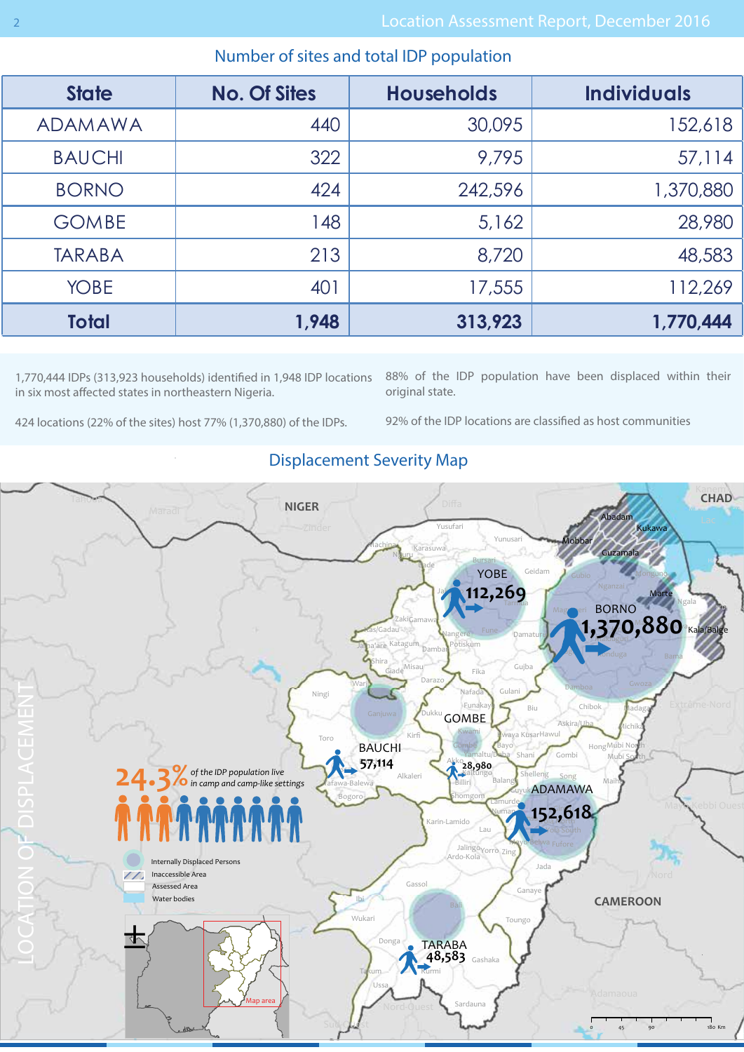## Number of sites and total IDP population

| State | No. Of Sites | Households | Individuals |
|---|---|---|---|
| ADAMAWA | 440 | 30,095 | 152,618 |
| BAUCHI | 322 | 9,795 | 57,114 |
| BORNO | 424 | 242,596 | 1,370,880 |
| GOMBE | 148 | 5,162 | 28,980 |
| TARABA | 213 | 8,720 | 48,583 |
| YOBE | 401 | 17,555 | 112,269 |
| **Total** | **1,948** | **313,923** | **1,770,444** |

1,770,444 IDPs (313,923 households) identified in 1,948 IDP locations in six most affected states in northeastern Nigeria.

424 locations (22% of the sites) host 77% (1,370,880) of the IDPs.

88% of the IDP population have been displaced within their original state.

92% of the IDP locations are classified as host communities

## Displacement Severity Map

LOCATION OF DISPLACEMENT

**24.3%** *of the IDP population live in camp and camp-like settings*

- Internally Displaced Persons
- Inaccessible Area
- Assessed Area
- Water bodies

BORNO 1,370,880 · ADAMAWA 152,618 · YOBE 112,269 · BAUCHI 57,114 · TARABA 48,583 · GOMBE 28,980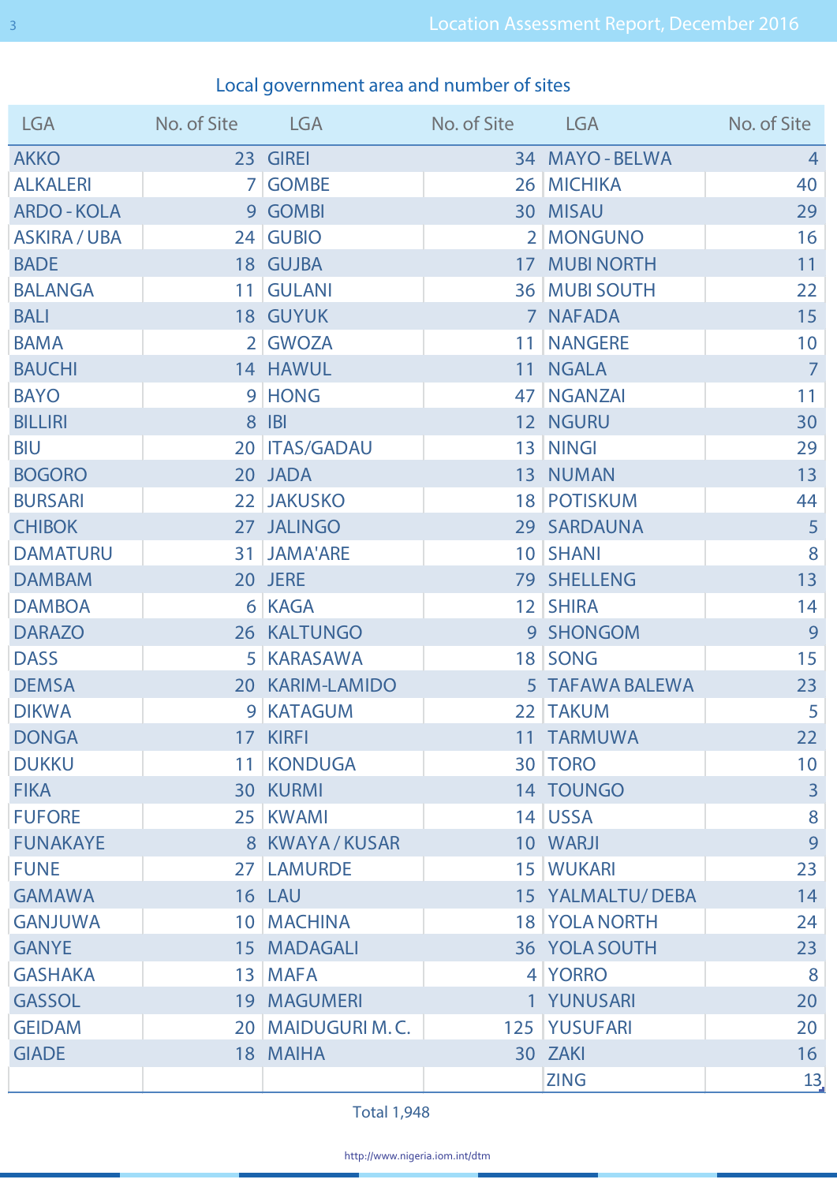## Local government area and number of sites

| LGA | No. of Site | LGA | No. of Site | LGA | No. of Site |
|---|---|---|---|---|---|
| AKKO | 23 | GIREI | 34 | MAYO - BELWA | 4 |
| ALKALERI | 7 | GOMBE | 26 | MICHIKA | 40 |
| ARDO - KOLA | 9 | GOMBI | 30 | MISAU | 29 |
| ASKIRA / UBA | 24 | GUBIO | 2 | MONGUNO | 16 |
| BADE | 18 | GUJBA | 17 | MUBI NORTH | 11 |
| BALANGA | 11 | GULANI | 36 | MUBI SOUTH | 22 |
| BALI | 18 | GUYUK | 7 | NAFADA | 15 |
| BAMA | 2 | GWOZA | 11 | NANGERE | 10 |
| BAUCHI | 14 | HAWUL | 11 | NGALA | 7 |
| BAYO | 9 | HONG | 47 | NGANZAI | 11 |
| BILLIRI | 8 | IBI | 12 | NGURU | 30 |
| BIU | 20 | ITAS/GADAU | 13 | NINGI | 29 |
| BOGORO | 20 | JADA | 13 | NUMAN | 13 |
| BURSARI | 22 | JAKUSKO | 18 | POTISKUM | 44 |
| CHIBOK | 27 | JALINGO | 29 | SARDAUNA | 5 |
| DAMATURU | 31 | JAMA'ARE | 10 | SHANI | 8 |
| DAMBAM | 20 | JERE | 79 | SHELLENG | 13 |
| DAMBOA | 6 | KAGA | 12 | SHIRA | 14 |
| DARAZO | 26 | KALTUNGO | 9 | SHONGOM | 9 |
| DASS | 5 | KARASAWA | 18 | SONG | 15 |
| DEMSA | 20 | KARIM-LAMIDO | 5 | TAFAWA BALEWA | 23 |
| DIKWA | 9 | KATAGUM | 22 | TAKUM | 5 |
| DONGA | 17 | KIRFI | 11 | TARMUWA | 22 |
| DUKKU | 11 | KONDUGA | 30 | TORO | 10 |
| FIKA | 30 | KURMI | 14 | TOUNGO | 3 |
| FUFORE | 25 | KWAMI | 14 | USSA | 8 |
| FUNAKAYE | 8 | KWAYA / KUSAR | 10 | WARJI | 9 |
| FUNE | 27 | LAMURDE | 15 | WUKARI | 23 |
| GAMAWA | 16 | LAU | 15 | YALMALTU/ DEBA | 14 |
| GANJUWA | 10 | MACHINA | 18 | YOLA NORTH | 24 |
| GANYE | 15 | MADAGALI | 36 | YOLA SOUTH | 23 |
| GASHAKA | 13 | MAFA | 4 | YORRO | 8 |
| GASSOL | 19 | MAGUMERI | 1 | YUNUSARI | 20 |
| GEIDAM | 20 | MAIDUGURI M. C. | 125 | YUSUFARI | 20 |
| GIADE | 18 | MAIHA | 30 | ZAKI | 16 |
| | | | | ZING | 13 |

Total 1,948

http://www.nigeria.iom.int/dtm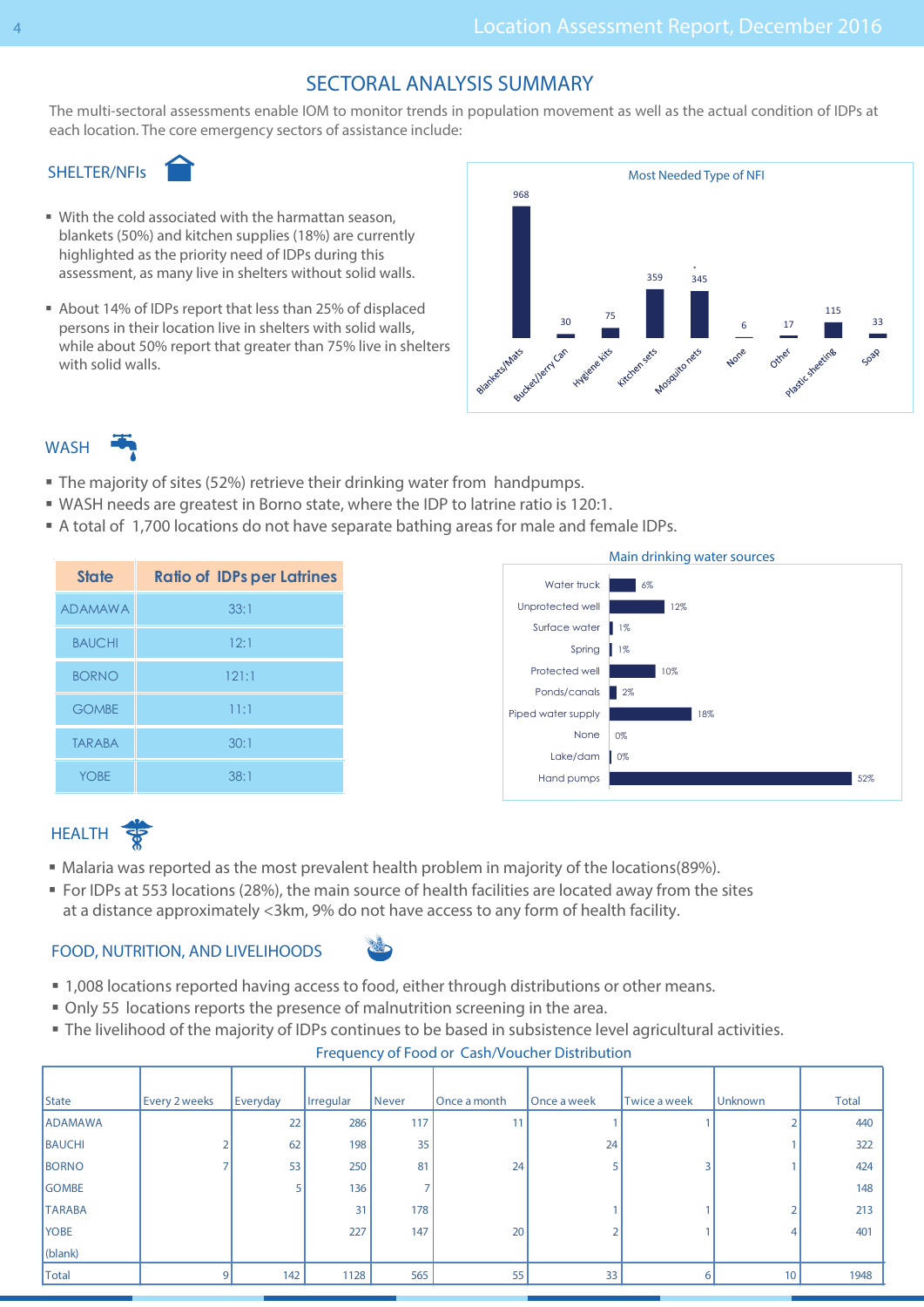# SECTORAL ANALYSIS SUMMARY

The multi-sectoral assessments enable IOM to monitor trends in population movement as well as the actual condition of IDPs at each location. The core emergency sectors of assistance include:

## SHELTER/NFIs

- With the cold associated with the harmattan season, blankets (50%) and kitchen supplies (18%) are currently highlighted as the priority need of IDPs during this assessment, as many live in shelters without solid walls.
- About 14% of IDPs report that less than 25% of displaced persons in their location live in shelters with solid walls, while about 50% report that greater than 75% live in shelters with solid walls.

**Most Needed Type of NFI**

| Type | Count |
|---|---|
| Blankets/Mats | 968 |
| Bucket/Jerry Can | 30 |
| Hygiene kits | 75 |
| Kitchen sets | 359 |
| Mosquito nets | 345 |
| None | 6 |
| Other | 17 |
| Plastic sheeting | 115 |
| Soap | 33 |

## WASH

- The majority of sites (52%) retrieve their drinking water from handpumps.
- WASH needs are greatest in Borno state, where the IDP to latrine ratio is 120:1.
- A total of 1,700 locations do not have separate bathing areas for male and female IDPs.

| State | Ratio of IDPs per Latrines |
|---|---|
| ADAMAWA | 33:1 |
| BAUCHI | 12:1 |
| BORNO | 121:1 |
| GOMBE | 11:1 |
| TARABA | 30:1 |
| YOBE | 38:1 |

**Main drinking water sources**

| Source | % |
|---|---|
| Water truck | 6% |
| Unprotected well | 12% |
| Surface water | 1% |
| Spring | 1% |
| Protected well | 10% |
| Ponds/canals | 2% |
| Piped water supply | 18% |
| None | 0% |
| Lake/dam | 0% |
| Hand pumps | 52% |

## HEALTH

- Malaria was reported as the most prevalent health problem in majority of the locations(89%).
- For IDPs at 553 locations (28%), the main source of health facilities are located away from the sites at a distance approximately <3km, 9% do not have access to any form of health facility.

## FOOD, NUTRITION, AND LIVELIHOODS

- 1,008 locations reported having access to food, either through distributions or other means.
- Only 55 locations reports the presence of malnutrition screening in the area.
- The livelihood of the majority of IDPs continues to be based in subsistence level agricultural activities.

**Frequency of Food or Cash/Voucher Distribution**

| State | Every 2 weeks | Everyday | Irregular | Never | Once a month | Once a week | Twice a week | Unknown | Total |
|---|---|---|---|---|---|---|---|---|---|
| ADAMAWA | | 22 | 286 | 117 | 11 | 1 | 1 | 2 | 440 |
| BAUCHI | 2 | 62 | 198 | 35 | | 24 | | 1 | 322 |
| BORNO | 7 | 53 | 250 | 81 | 24 | 5 | 3 | 1 | 424 |
| GOMBE | | 5 | 136 | 7 | | | | | 148 |
| TARABA | | | 31 | 178 | | 1 | 1 | 2 | 213 |
| YOBE | | | 227 | 147 | 20 | 2 | 1 | 4 | 401 |
| (blank) | | | | | | | | | |
| Total | 9 | 142 | 1128 | 565 | 55 | 33 | 6 | 10 | 1948 |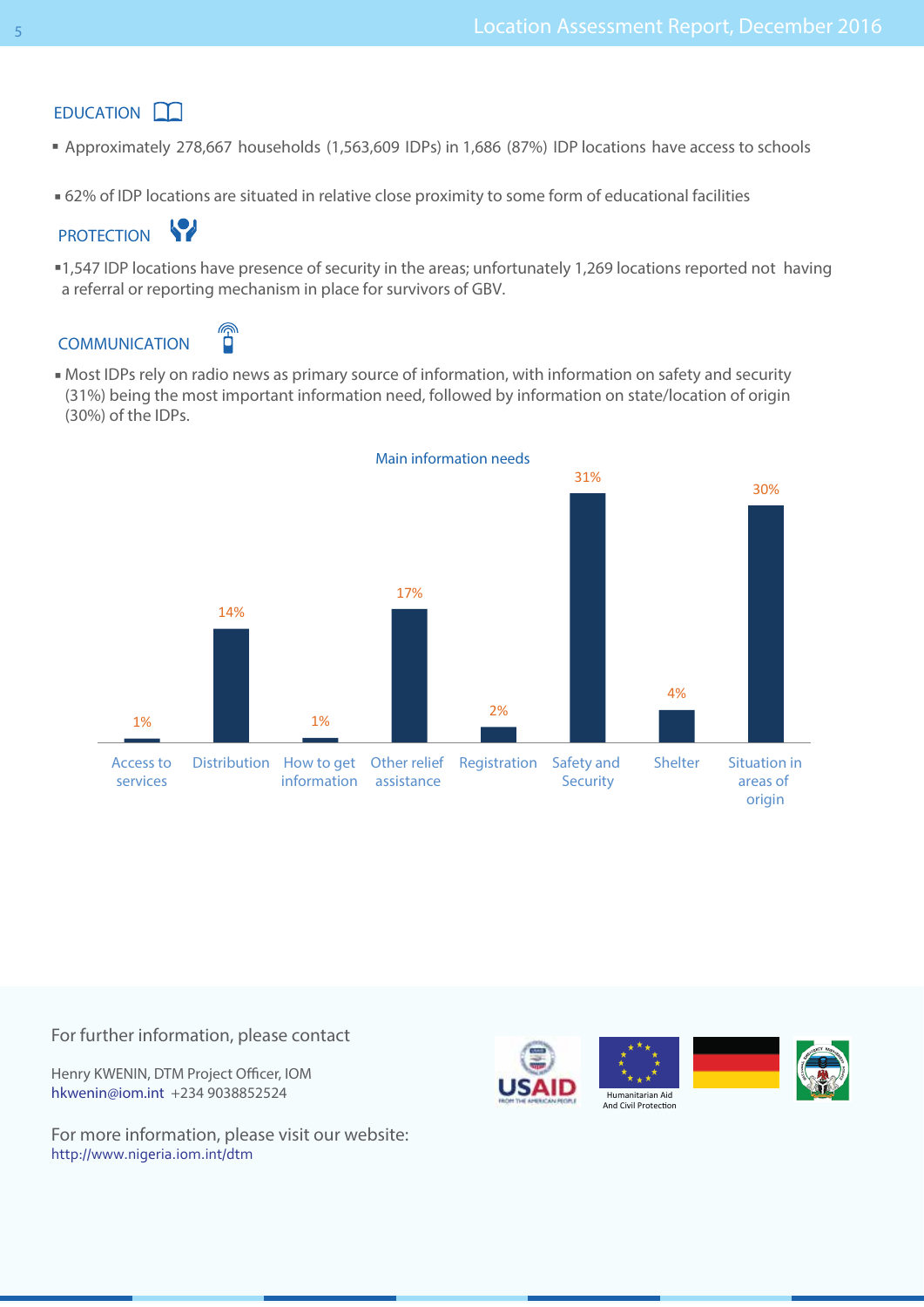## EDUCATION

- Approximately 278,667 households (1,563,609 IDPs) in 1,686 (87%) IDP locations have access to schools
- 62% of IDP locations are situated in relative close proximity to some form of educational facilities

## PROTECTION

- 1,547 IDP locations have presence of security in the areas; unfortunately 1,269 locations reported not having a referral or reporting mechanism in place for survivors of GBV.

## COMMUNICATION

- Most IDPs rely on radio news as primary source of information, with information on safety and security (31%) being the most important information need, followed by information on state/location of origin (30%) of the IDPs.

Main information needs

1%
Access to services

14%
Distribution

1%
How to get information

17%
Other relief assistance

2%
Registration

31%
Safety and Security

4%
Shelter

30%
Situation in areas of origin

For further information, please contact

Henry KWENIN, DTM Project Officer, IOM
hkwenin@iom.int +234 9038852524

For more information, please visit our website:
http://www.nigeria.iom.int/dtm

USAID FROM THE AMERICAN PEOPLE

Humanitarian Aid And Civil Protection